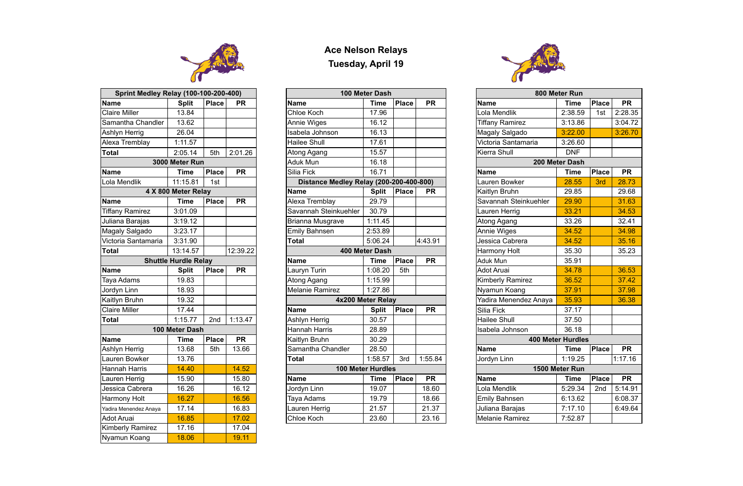# Ace Nelson Relays

## Tuesday, April 19

| Sprint Medley Relay (100-100-200-400) | | | |
|---|---|---|---|
| Name | Split | Place | PR |
| Claire Miller | 13.84 | | |
| Samantha Chandler | 13.62 | | |
| Ashlyn Herrig | 26.04 | | |
| Alexa Tremblay | 1:11.57 | | |
| **Total** | 2:05.14 | 5th | 2:01.26 |

| 3000 Meter Run | | | |
|---|---|---|---|
| Name | Time | Place | PR |
| Lola Mendlik | 11:15.81 | 1st | |

| 4 X 800 Meter Relay | | | |
|---|---|---|---|
| Name | Time | Place | PR |
| Tiffany Ramirez | 3:01.09 | | |
| Juliana Barajas | 3:19.12 | | |
| Magaly Salgado | 3:23.17 | | |
| Victoria Santamaria | 3:31.90 | | |
| **Total** | 13:14.57 | | 12:39.22 |

| Shuttle Hurdle Relay | | | |
|---|---|---|---|
| Name | Split | Place | PR |
| Taya Adams | 19.83 | | |
| Jordyn Linn | 18.93 | | |
| Kaitlyn Bruhn | 19.32 | | |
| Claire Miller | 17.44 | | |
| **Total** | 1:15.77 | 2nd | 1:13.47 |

| 100 Meter Dash | | | |
|---|---|---|---|
| Name | Time | Place | PR |
| Ashlyn Herrig | 13.68 | 5th | 13.66 |
| Lauren Bowker | 13.76 | | |
| Hannah Harris | 14.40 | | 14.52 |
| Lauren Herrig | 15.90 | | 15.80 |
| Jessica Cabrera | 16.26 | | 16.12 |
| Harmony Holt | 16.27 | | 16.56 |
| Yadira Menendez Anaya | 17.14 | | 16.83 |
| Adot Aruai | 16.85 | | 17.02 |
| Kimberly Ramirez | 17.16 | | 17.04 |
| Nyamun Koang | 18.06 | | 19.11 |

| 100 Meter Dash | | | |
|---|---|---|---|
| Name | Time | Place | PR |
| Chloe Koch | 17.96 | | |
| Annie Wiges | 16.12 | | |
| Isabela Johnson | 16.13 | | |
| Hailee Shull | 17.61 | | |
| Atong Agang | 15.57 | | |
| Aduk Mun | 16.18 | | |
| Silia Fick | 16.71 | | |

| Distance Medley Relay (200-200-400-800) | | | |
|---|---|---|---|
| Name | Split | Place | PR |
| Alexa Tremblay | 29.79 | | |
| Savannah Steinkuehler | 30.79 | | |
| Brianna Musgrave | 1:11.45 | | |
| Emily Bahnsen | 2:53.89 | | |
| **Total** | 5:06.24 | | 4:43.91 |

| 400 Meter Dash | | | |
|---|---|---|---|
| Name | Time | Place | PR |
| Lauryn Turin | 1:08.20 | 5th | |
| Atong Agang | 1:15.99 | | |
| Melanie Ramirez | 1:27.86 | | |

| 4x200 Meter Relay | | | |
|---|---|---|---|
| Name | Split | Place | PR |
| Ashlyn Herrig | 30.57 | | |
| Hannah Harris | 28.89 | | |
| Kaitlyn Bruhn | 30.29 | | |
| Samantha Chandler | 28.50 | | |
| **Total** | 1:58.57 | 3rd | 1:55.84 |

| 100 Meter Hurdles | | | |
|---|---|---|---|
| Name | Time | Place | PR |
| Jordyn Linn | 19.07 | | 18.60 |
| Taya Adams | 19.79 | | 18.66 |
| Lauren Herrig | 21.57 | | 21.37 |
| Chloe Koch | 23.60 | | 23.16 |

| 800 Meter Run | | | |
|---|---|---|---|
| Name | Time | Place | PR |
| Lola Mendlik | 2:38.59 | 1st | 2:28.35 |
| Tiffany Ramirez | 3:13.86 | | 3:04.72 |
| Magaly Salgado | 3:22.00 | | 3:26.70 |
| Victoria Santamaria | 3:26.60 | | |
| Kierra Shull | DNF | | |

| 200 Meter Dash | | | |
|---|---|---|---|
| Name | Time | Place | PR |
| Lauren Bowker | 28.55 | 3rd | 28.73 |
| Kaitlyn Bruhn | 29.85 | | 29.68 |
| Savannah Steinkuehler | 29.90 | | 31.63 |
| Lauren Herrig | 33.21 | | 34.53 |
| Atong Agang | 33.26 | | 32.41 |
| Annie Wiges | 34.52 | | 34.98 |
| Jessica Cabrera | 34.52 | | 35.16 |
| Harmony Holt | 35.30 | | 35.23 |
| Aduk Mun | 35.91 | | |
| Adot Aruai | 34.78 | | 36.53 |
| Kimberly Ramirez | 36.52 | | 37.42 |
| Nyamun Koang | 37.91 | | 37.98 |
| Yadira Menendez Anaya | 35.93 | | 36.38 |
| Silia Fick | 37.17 | | |
| Hailee Shull | 37.50 | | |
| Isabela Johnson | 36.18 | | |

| 400 Meter Hurdles | | | |
|---|---|---|---|
| Name | Time | Place | PR |
| Jordyn Linn | 1:19.25 | | 1:17.16 |

| 1500 Meter Run | | | |
|---|---|---|---|
| Name | Time | Place | PR |
| Lola Mendlik | 5:29.34 | 2nd | 5:14.91 |
| Emily Bahnsen | 6:13.62 | | 6:08.37 |
| Juliana Barajas | 7:17.10 | | 6:49.64 |
| Melanie Ramirez | 7:52.87 | | |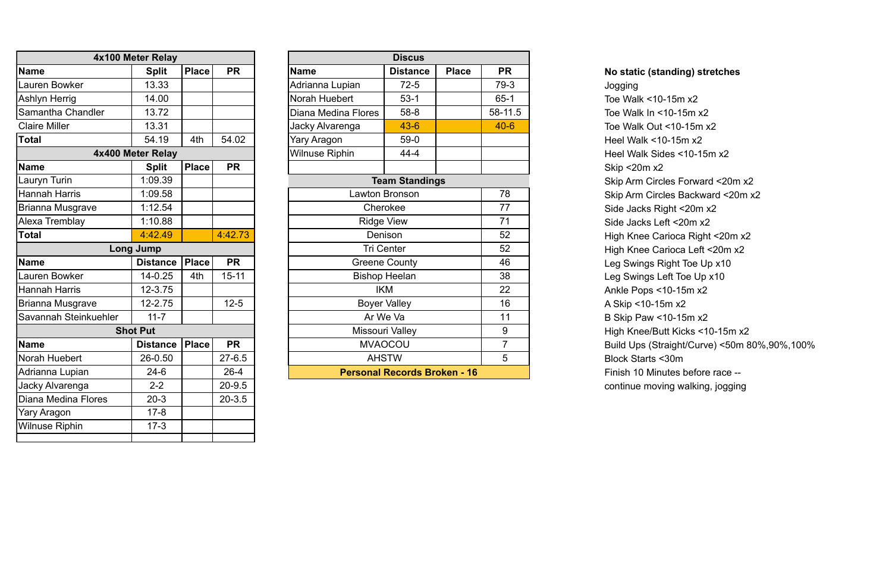| 4x100 Meter Relay | | | |
|---|---|---|---|
| **Name** | **Split** | **Place** | **PR** |
| Lauren Bowker | 13.33 | | |
| Ashlyn Herrig | 14.00 | | |
| Samantha Chandler | 13.72 | | |
| Claire Miller | 13.31 | | |
| **Total** | 54.19 | 4th | 54.02 |

| 4x400 Meter Relay | | | |
|---|---|---|---|
| **Name** | **Split** | **Place** | **PR** |
| Lauryn Turin | 1:09.39 | | |
| Hannah Harris | 1:09.58 | | |
| Brianna Musgrave | 1:12.54 | | |
| Alexa Tremblay | 1:10.88 | | |
| **Total** | 4:42.49 | | 4:42.73 |

| Long Jump | | | |
|---|---|---|---|
| **Name** | **Distance** | **Place** | **PR** |
| Lauren Bowker | 14-0.25 | 4th | 15-11 |
| Hannah Harris | 12-3.75 | | |
| Brianna Musgrave | 12-2.75 | | 12-5 |
| Savannah Steinkuehler | 11-7 | | |

| Shot Put | | | |
|---|---|---|---|
| **Name** | **Distance** | **Place** | **PR** |
| Norah Huebert | 26-0.50 | | 27-6.5 |
| Adrianna Lupian | 24-6 | | 26-4 |
| Jacky Alvarenga | 2-2 | | 20-9.5 |
| Diana Medina Flores | 20-3 | | 20-3.5 |
| Yary Aragon | 17-8 | | |
| Wilnuse Riphin | 17-3 | | |

| Discus | | | |
|---|---|---|---|
| **Name** | **Distance** | **Place** | **PR** |
| Adrianna Lupian | 72-5 | | 79-3 |
| Norah Huebert | 53-1 | | 65-1 |
| Diana Medina Flores | 58-8 | | 58-11.5 |
| Jacky Alvarenga | 43-6 | | 40-6 |
| Yary Aragon | 59-0 | | |
| Wilnuse Riphin | 44-4 | | |

| Team Standings | |
|---|---|
| Lawton Bronson | 78 |
| Cherokee | 77 |
| Ridge View | 71 |
| Denison | 52 |
| Tri Center | 52 |
| Greene County | 46 |
| Bishop Heelan | 38 |
| IKM | 22 |
| Boyer Valley | 16 |
| Ar We Va | 11 |
| Missouri Valley | 9 |
| MVAOCOU | 7 |
| AHSTW | 5 |
| **Personal Records Broken - 16** | |

**No static (standing) stretches**

Jogging
Toe Walk <10-15m x2
Toe Walk In <10-15m x2
Toe Walk Out <10-15m x2
Heel Walk <10-15m x2
Heel Walk Sides <10-15m x2
Skip <20m x2
Skip Arm Circles Forward <20m x2
Skip Arm Circles Backward <20m x2
Side Jacks Right <20m x2
Side Jacks Left <20m x2
High Knee Carioca Right <20m x2
High Knee Carioca Left <20m x2
Leg Swings Right Toe Up x10
Leg Swings Left Toe Up x10
Ankle Pops <10-15m x2
A Skip <10-15m x2
B Skip Paw <10-15m x2
High Knee/Butt Kicks <10-15m x2
Build Ups (Straight/Curve) <50m 80%,90%,100%
Block Starts <30m
Finish 10 Minutes before race --
continue moving walking, jogging